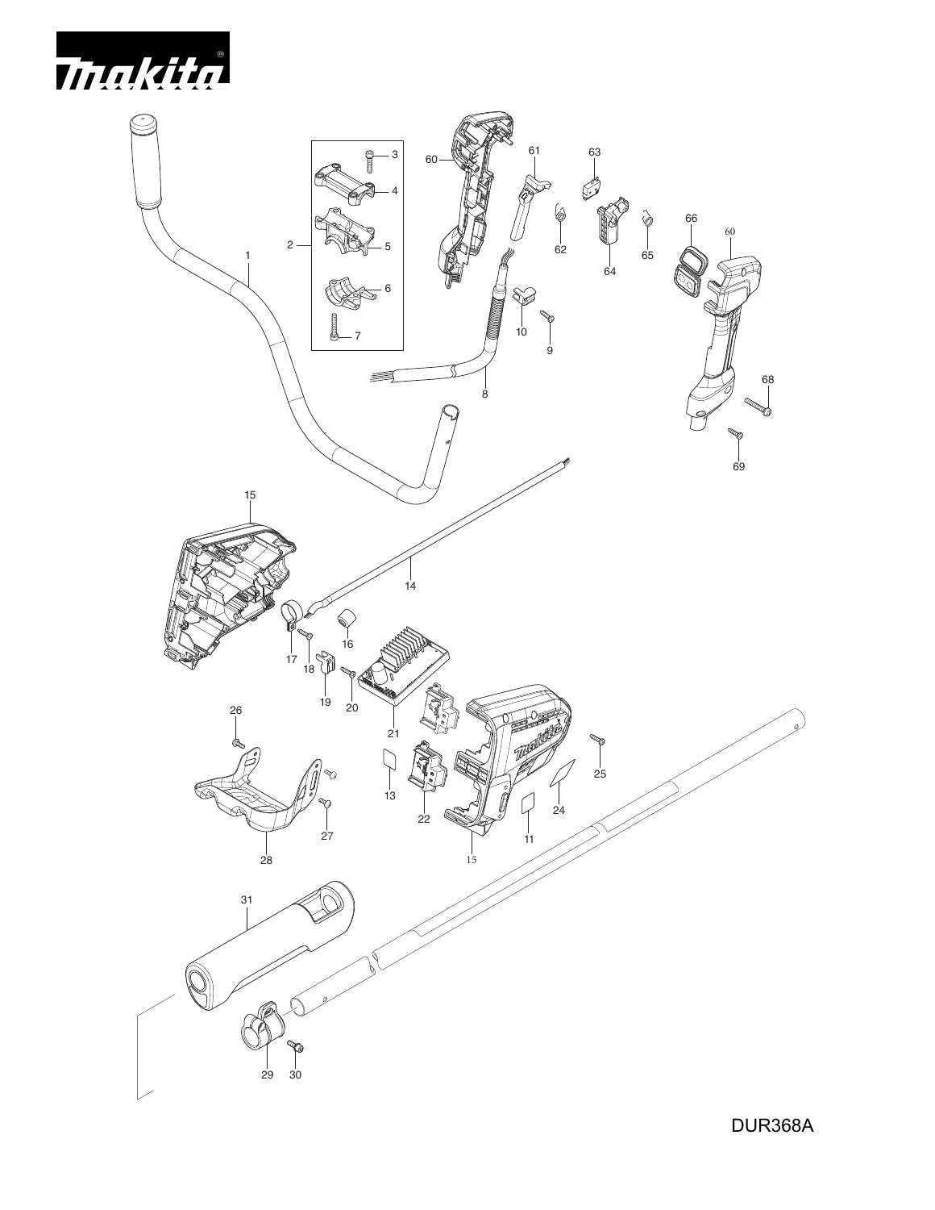DUR368A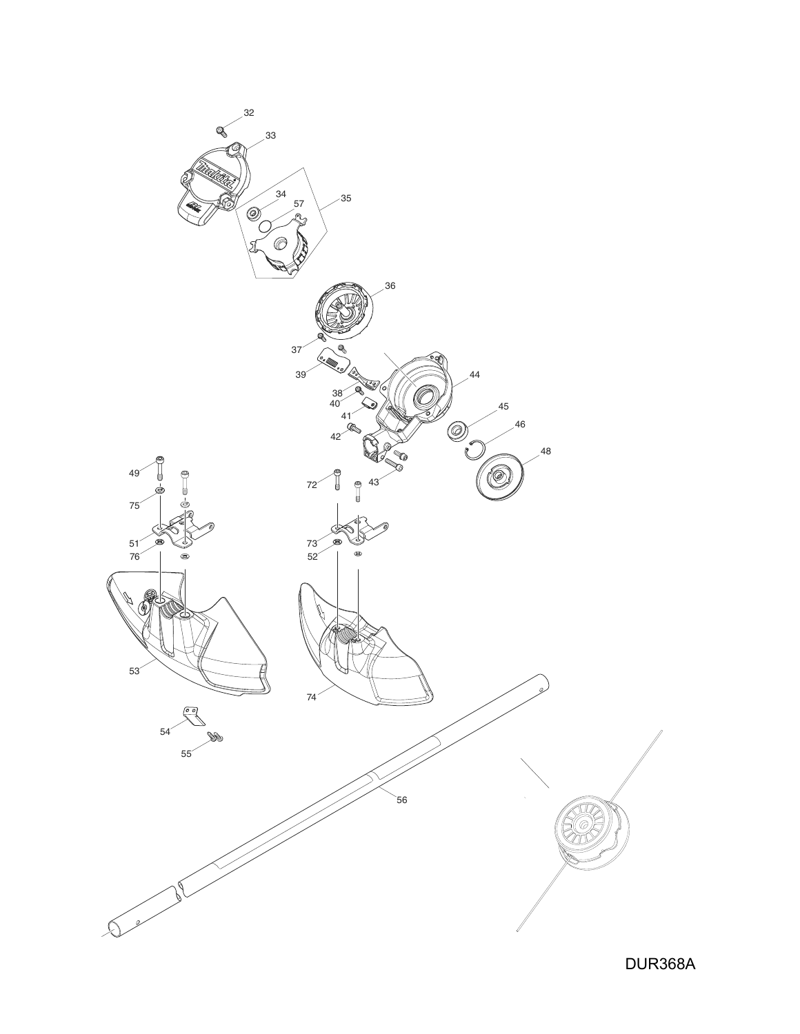DUR368A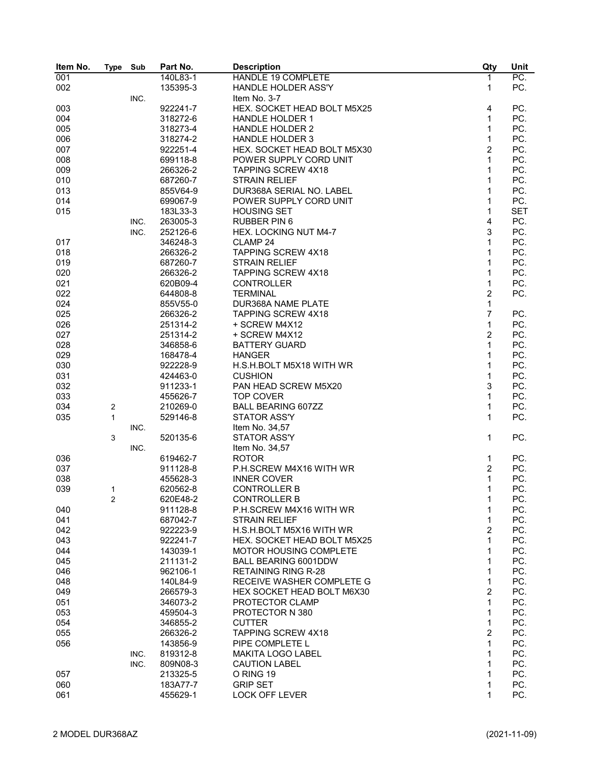| Item No. | Type | Sub | Part No. | Description | Qty | Unit |
|---|---|---|---|---|---|---|
| 001 | | | 140L83-1 | HANDLE 19 COMPLETE | 1 | PC. |
| 002 | | | 135395-3 | HANDLE HOLDER ASS'Y | 1 | PC. |
| | | INC. | | Item No. 3-7 | | |
| 003 | | | 922241-7 | HEX. SOCKET HEAD BOLT M5X25 | 4 | PC. |
| 004 | | | 318272-6 | HANDLE HOLDER 1 | 1 | PC. |
| 005 | | | 318273-4 | HANDLE HOLDER 2 | 1 | PC. |
| 006 | | | 318274-2 | HANDLE HOLDER 3 | 1 | PC. |
| 007 | | | 922251-4 | HEX. SOCKET HEAD BOLT M5X30 | 2 | PC. |
| 008 | | | 699118-8 | POWER SUPPLY CORD UNIT | 1 | PC. |
| 009 | | | 266326-2 | TAPPING SCREW 4X18 | 1 | PC. |
| 010 | | | 687260-7 | STRAIN RELIEF | 1 | PC. |
| 013 | | | 855V64-9 | DUR368A SERIAL NO. LABEL | 1 | PC. |
| 014 | | | 699067-9 | POWER SUPPLY CORD UNIT | 1 | PC. |
| 015 | | | 183L33-3 | HOUSING SET | 1 | SET |
| | | INC. | 263005-3 | RUBBER PIN 6 | 4 | PC. |
| | | INC. | 252126-6 | HEX. LOCKING NUT M4-7 | 3 | PC. |
| 017 | | | 346248-3 | CLAMP 24 | 1 | PC. |
| 018 | | | 266326-2 | TAPPING SCREW 4X18 | 1 | PC. |
| 019 | | | 687260-7 | STRAIN RELIEF | 1 | PC. |
| 020 | | | 266326-2 | TAPPING SCREW 4X18 | 1 | PC. |
| 021 | | | 620B09-4 | CONTROLLER | 1 | PC. |
| 022 | | | 644808-8 | TERMINAL | 2 | PC. |
| 024 | | | 855V55-0 | DUR368A NAME PLATE | 1 | |
| 025 | | | 266326-2 | TAPPING SCREW 4X18 | 7 | PC. |
| 026 | | | 251314-2 | + SCREW M4X12 | 1 | PC. |
| 027 | | | 251314-2 | + SCREW M4X12 | 2 | PC. |
| 028 | | | 346858-6 | BATTERY GUARD | 1 | PC. |
| 029 | | | 168478-4 | HANGER | 1 | PC. |
| 030 | | | 922228-9 | H.S.H.BOLT M5X18 WITH WR | 1 | PC. |
| 031 | | | 424463-0 | CUSHION | 1 | PC. |
| 032 | | | 911233-1 | PAN HEAD SCREW M5X20 | 3 | PC. |
| 033 | | | 455626-7 | TOP COVER | 1 | PC. |
| 034 | 2 | | 210269-0 | BALL BEARING 607ZZ | 1 | PC. |
| 035 | 1 | | 529146-8 | STATOR ASS'Y | 1 | PC. |
| | | INC. | | Item No. 34,57 | | |
| | 3 | | 520135-6 | STATOR ASS'Y | 1 | PC. |
| | | INC. | | Item No. 34,57 | | |
| 036 | | | 619462-7 | ROTOR | 1 | PC. |
| 037 | | | 911128-8 | P.H.SCREW M4X16 WITH WR | 2 | PC. |
| 038 | | | 455628-3 | INNER COVER | 1 | PC. |
| 039 | 1 | | 620562-8 | CONTROLLER B | 1 | PC. |
| | 2 | | 620E48-2 | CONTROLLER B | 1 | PC. |
| 040 | | | 911128-8 | P.H.SCREW M4X16 WITH WR | 1 | PC. |
| 041 | | | 687042-7 | STRAIN RELIEF | 1 | PC. |
| 042 | | | 922223-9 | H.S.H.BOLT M5X16 WITH WR | 2 | PC. |
| 043 | | | 922241-7 | HEX. SOCKET HEAD BOLT M5X25 | 1 | PC. |
| 044 | | | 143039-1 | MOTOR HOUSING COMPLETE | 1 | PC. |
| 045 | | | 211131-2 | BALL BEARING 6001DDW | 1 | PC. |
| 046 | | | 962106-1 | RETAINING RING R-28 | 1 | PC. |
| 048 | | | 140L84-9 | RECEIVE WASHER COMPLETE G | 1 | PC. |
| 049 | | | 266579-3 | HEX SOCKET HEAD BOLT M6X30 | 2 | PC. |
| 051 | | | 346073-2 | PROTECTOR CLAMP | 1 | PC. |
| 053 | | | 459504-3 | PROTECTOR N 380 | 1 | PC. |
| 054 | | | 346855-2 | CUTTER | 1 | PC. |
| 055 | | | 266326-2 | TAPPING SCREW 4X18 | 2 | PC. |
| 056 | | | 143856-9 | PIPE COMPLETE L | 1 | PC. |
| | | INC. | 819312-8 | MAKITA LOGO LABEL | 1 | PC. |
| | | INC. | 809N08-3 | CAUTION LABEL | 1 | PC. |
| 057 | | | 213325-5 | O RING 19 | 1 | PC. |
| 060 | | | 183A77-7 | GRIP SET | 1 | PC. |
| 061 | | | 455629-1 | LOCK OFF LEVER | 1 | PC. |

2 MODEL DUR368AZ (2021-11-09)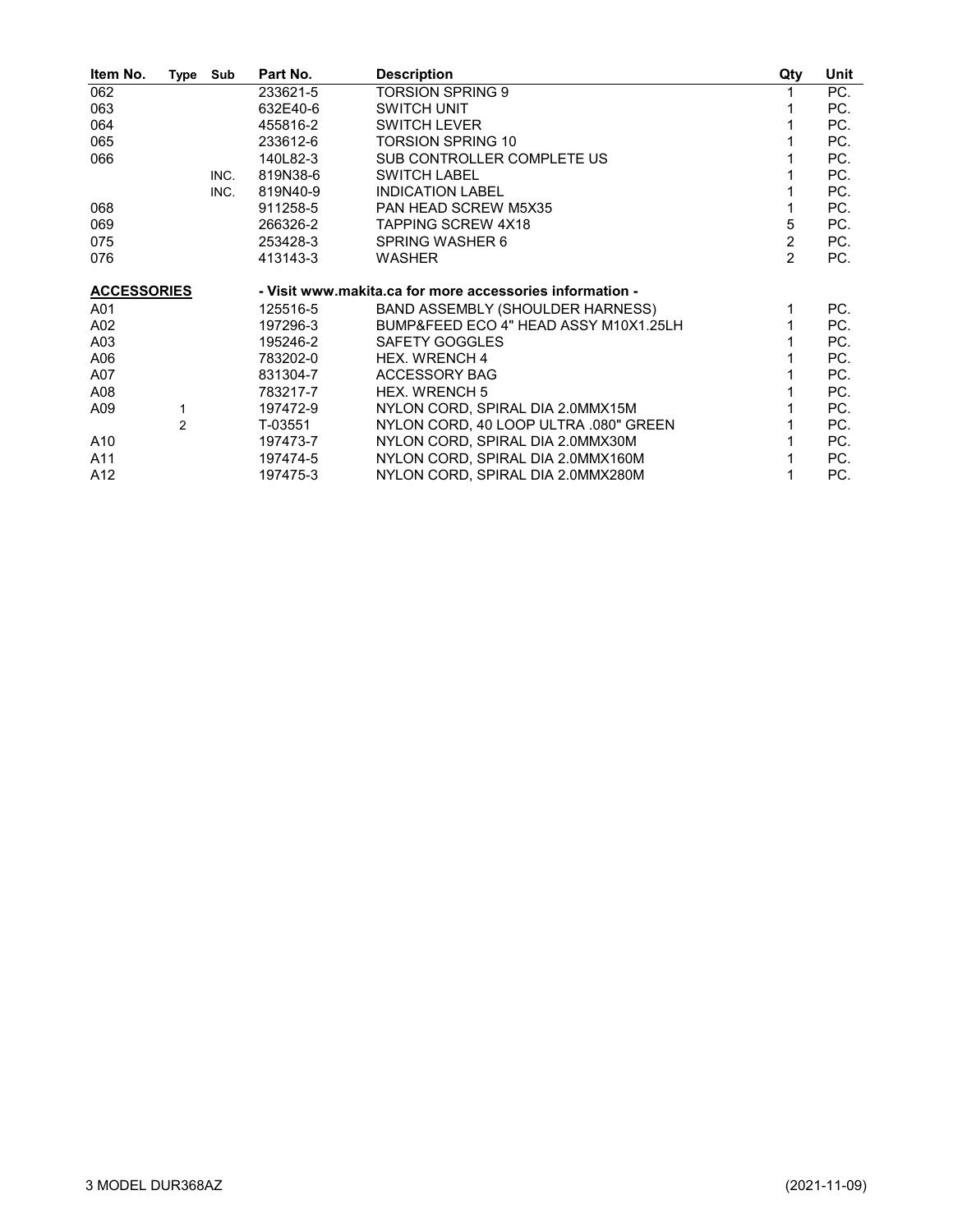| Item No. | Type | Sub | Part No. | Description | Qty | Unit |
|---|---|---|---|---|---|---|
| 062 | | | 233621-5 | TORSION SPRING 9 | 1 | PC. |
| 063 | | | 632E40-6 | SWITCH UNIT | 1 | PC. |
| 064 | | | 455816-2 | SWITCH LEVER | 1 | PC. |
| 065 | | | 233612-6 | TORSION SPRING 10 | 1 | PC. |
| 066 | | | 140L82-3 | SUB CONTROLLER COMPLETE US | 1 | PC. |
| | | INC. | 819N38-6 | SWITCH LABEL | 1 | PC. |
| | | INC. | 819N40-9 | INDICATION LABEL | 1 | PC. |
| 068 | | | 911258-5 | PAN HEAD SCREW M5X35 | 1 | PC. |
| 069 | | | 266326-2 | TAPPING SCREW 4X18 | 5 | PC. |
| 075 | | | 253428-3 | SPRING WASHER 6 | 2 | PC. |
| 076 | | | 413143-3 | WASHER | 2 | PC. |
| **ACCESSORIES** | | | | - Visit www.makita.ca for more accessories information - | | |
| A01 | | | 125516-5 | BAND ASSEMBLY (SHOULDER HARNESS) | 1 | PC. |
| A02 | | | 197296-3 | BUMP&FEED ECO 4" HEAD ASSY M10X1.25LH | 1 | PC. |
| A03 | | | 195246-2 | SAFETY GOGGLES | 1 | PC. |
| A06 | | | 783202-0 | HEX. WRENCH 4 | 1 | PC. |
| A07 | | | 831304-7 | ACCESSORY BAG | 1 | PC. |
| A08 | | | 783217-7 | HEX. WRENCH 5 | 1 | PC. |
| A09 | 1 | | 197472-9 | NYLON CORD, SPIRAL DIA 2.0MMX15M | 1 | PC. |
| | 2 | | T-03551 | NYLON CORD, 40 LOOP ULTRA .080" GREEN | 1 | PC. |
| A10 | | | 197473-7 | NYLON CORD, SPIRAL DIA 2.0MMX30M | 1 | PC. |
| A11 | | | 197474-5 | NYLON CORD, SPIRAL DIA 2.0MMX160M | 1 | PC. |
| A12 | | | 197475-3 | NYLON CORD, SPIRAL DIA 2.0MMX280M | 1 | PC. |